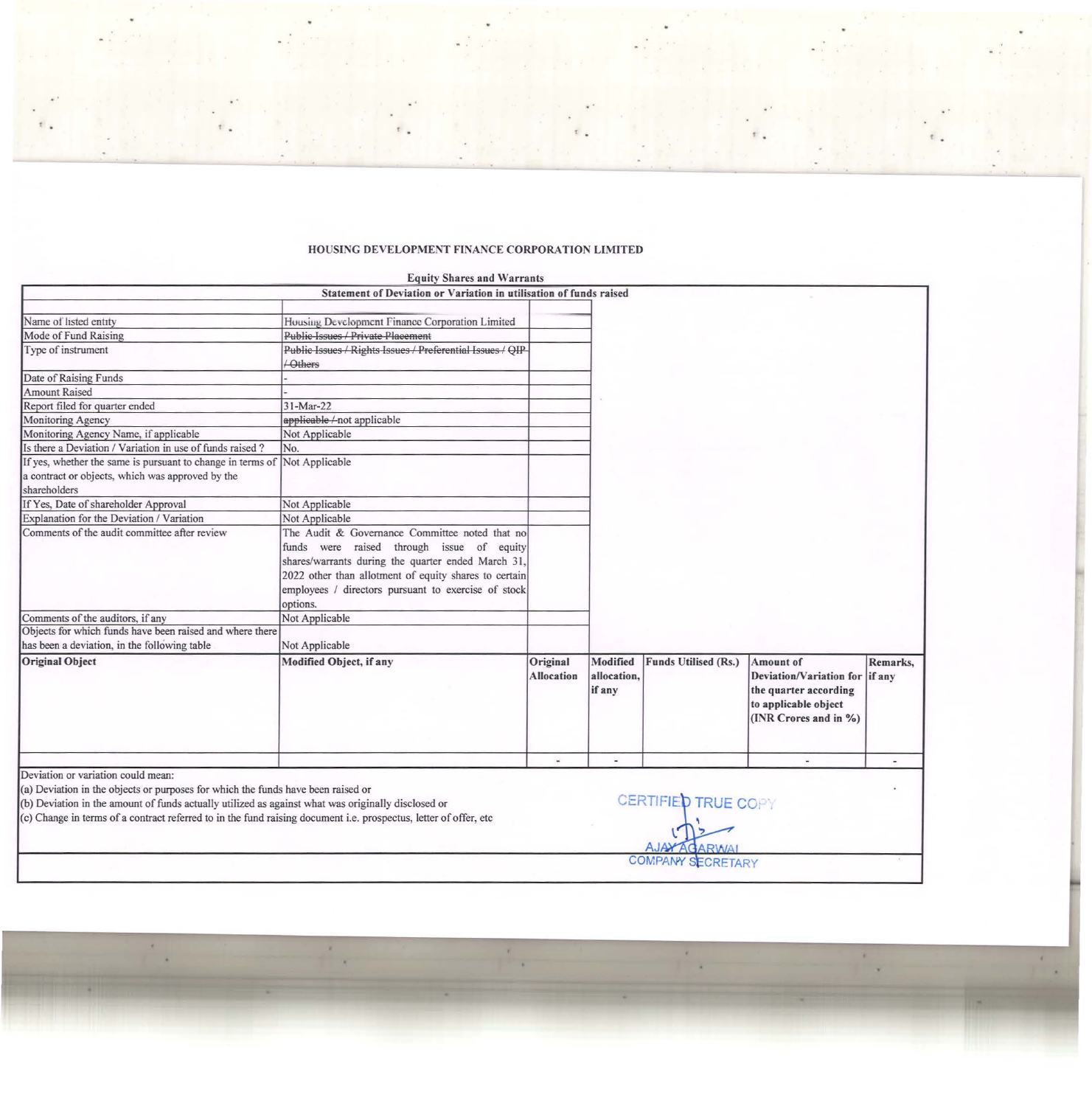# HOUSING DEVELOPMENT FINANCE CORPORATION LIMITED

## Equity Shares and Warrants

| Statement of Deviation or Variation in utilisation of funds raised | | | | | | |
|---|---|---|---|---|---|---|
| | | | | | | |
| Name of listed entity | Housing Development Finance Corporation Limited | | | | | |
| Mode of Fund Raising | ~~Public Issues / Private Placement~~ | | | | | |
| Type of instrument | ~~Public Issues / Rights Issues / Preferential Issues / QIP / Others~~ | | | | | |
| Date of Raising Funds | - | | | | | |
| Amount Raised | - | | | | | |
| Report filed for quarter ended | 31-Mar-22 | | | | | |
| Monitoring Agency | ~~applicable /~~ not applicable | | | | | |
| Monitoring Agency Name, if applicable | Not Applicable | | | | | |
| Is there a Deviation / Variation in use of funds raised ? | No. | | | | | |
| If yes, whether the same is pursuant to change in terms of a contract or objects, which was approved by the shareholders | Not Applicable | | | | | |
| If Yes, Date of shareholder Approval | Not Applicable | | | | | |
| Explanation for the Deviation / Variation | Not Applicable | | | | | |
| Comments of the audit committee after review | The Audit & Governance Committee noted that no funds were raised through issue of equity shares/warrants during the quarter ended March 31, 2022 other than allotment of equity shares to certain employees / directors pursuant to exercise of stock options. | | | | | |
| Comments of the auditors, if any | Not Applicable | | | | | |
| Objects for which funds have been raised and where there has been a deviation, in the following table | Not Applicable | | | | | |
| **Original Object** | **Modified Object, if any** | **Original Allocation** | **Modified allocation, if any** | **Funds Utilised (Rs.)** | **Amount of Deviation/Variation for the quarter according to applicable object (INR Crores and in %)** | **Remarks, if any** |
| | | - | - | | - | - |

Deviation or variation could mean:

(a) Deviation in the objects or purposes for which the funds have been raised or

(b) Deviation in the amount of funds actually utilized as against what was originally disclosed or

(c) Change in terms of a contract referred to in the fund raising document i.e. prospectus, letter of offer, etc

CERTIFIED TRUE COPY

AJAY AGARWAL

COMPANY SECRETARY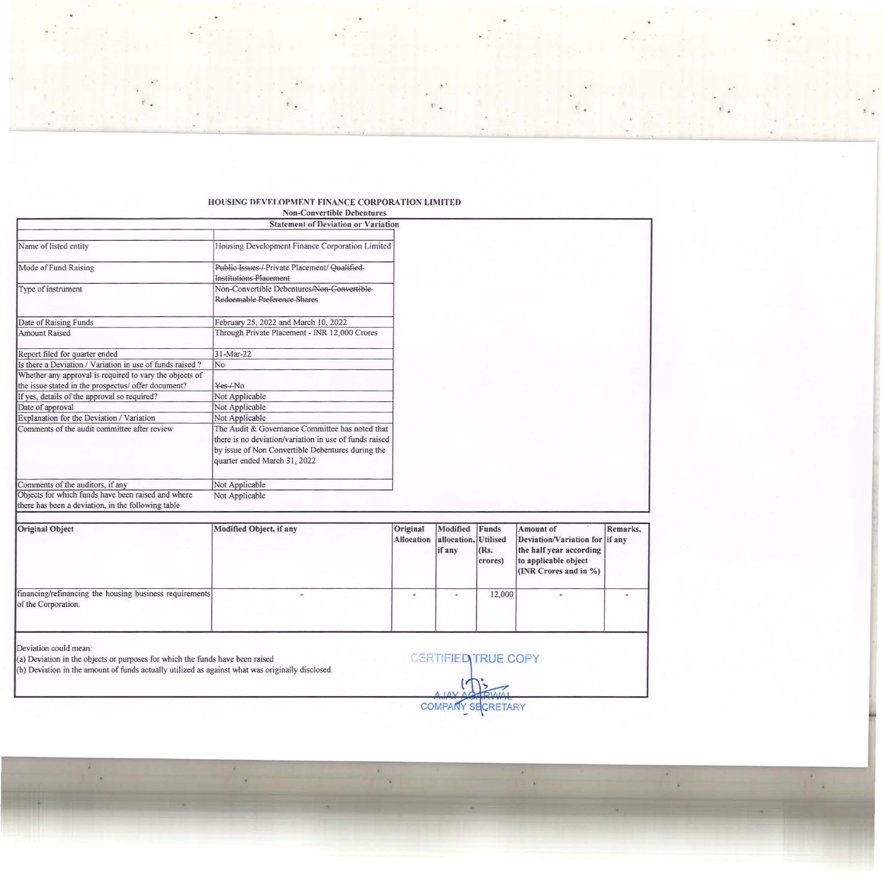**HOUSING DEVELOPMENT FINANCE CORPORATION LIMITED**
**Non-Convertible Debentures**
**Statement of Deviation or Variation**

| | |
|---|---|
| Name of listed entity | Housing Development Finance Corporation Limited |
| Mode of Fund Raising | ~~Public Issues /~~ Private Placement/ ~~Qualified Institutions Placement~~ |
| Type of instrument | Non-Convertible Debentures/~~Non-Convertible Redeemable Preference Shares~~ |
| Date of Raising Funds | February 25, 2022 and March 10, 2022 |
| Amount Raised | Through Private Placement - INR 12,000 Crores |
| Report filed for quarter ended | 31-Mar-22 |
| Is there a Deviation / Variation in use of funds raised ? | No |
| Whether any approval is required to vary the objects of the issue stated in the prospectus/ offer document? | ~~Yes /~~ No |
| If yes, details of the approval so required? | Not Applicable |
| Date of approval | Not Applicable |
| Explanation for the Deviation / Variation | Not Applicable |
| Comments of the audit committee after review | The Audit & Governance Committee has noted that there is no deviation/variation in use of funds raised by issue of Non Convertible Debentures during the quarter ended March 31, 2022 |
| Comments of the auditors, if any | Not Applicable |
| Objects for which funds have been raised and where there has been a deviation, in the following table | Not Applicable |

| Original Object | Modified Object, if any | Original Allocation | Modified allocation, if any | Funds Utilised (Rs. crores) | Amount of Deviation/Variation for the half year according to applicable object (INR Crores and in %) | Remarks, if any |
|---|---|---|---|---|---|---|
| financing/refinancing the housing business requirements of the Corporation. | - | - | - | 12,000 | - | - |

Deviation could mean:
(a) Deviation in the objects or purposes for which the funds have been raised
(b) Deviation in the amount of funds actually utilized as against what was originally disclosed.

CERTIFIED TRUE COPY

AJAY AGARWAL
COMPANY SECRETARY